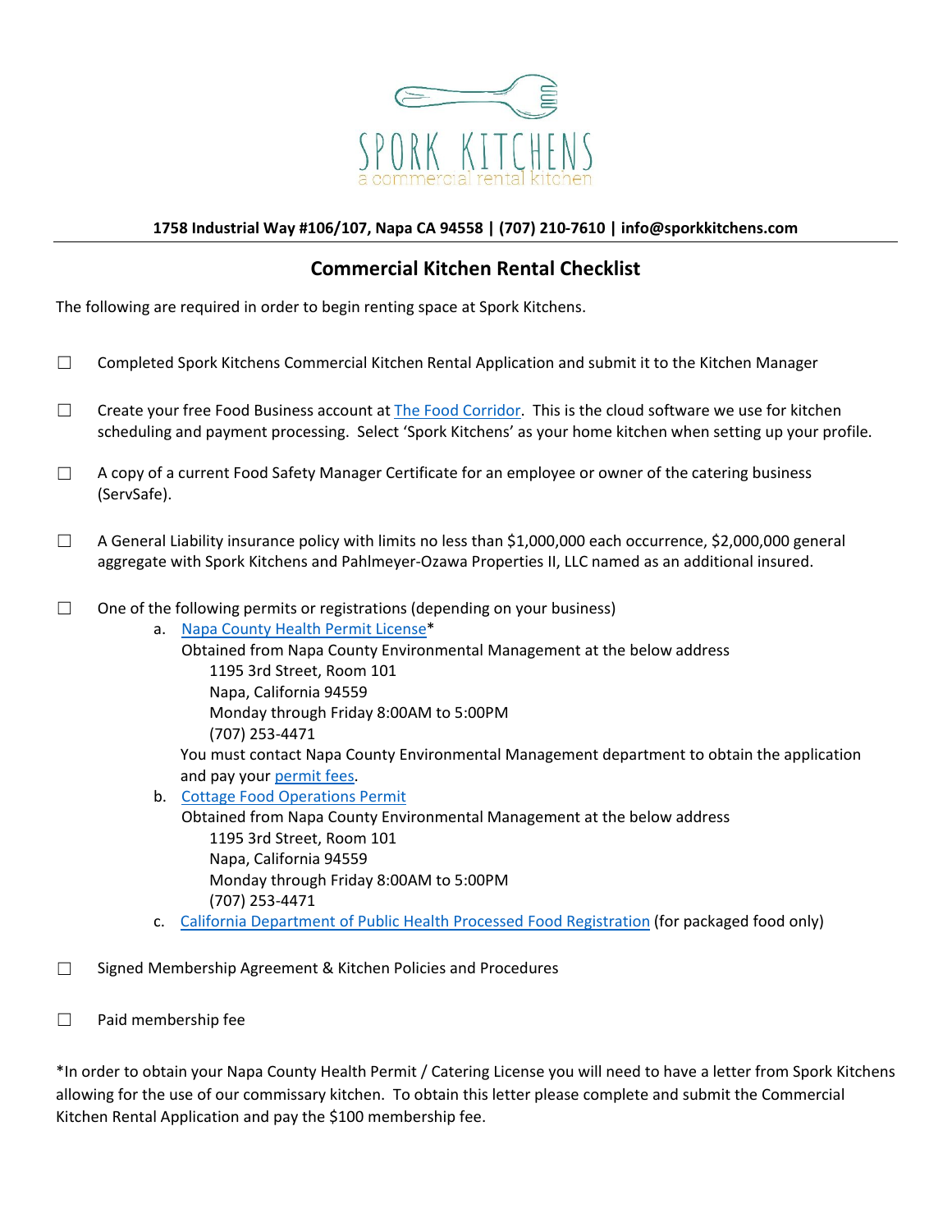SPORK KITCHENS

a commercial rental kitchen

**1758 Industrial Way #106/107, Napa CA 94558 | (707) 210-7610 | info@sporkkitchens.com**

## Commercial Kitchen Rental Checklist

The following are required in order to begin renting space at Spork Kitchens.

- ☐ Completed Spork Kitchens Commercial Kitchen Rental Application and submit it to the Kitchen Manager

- ☐ Create your free Food Business account at The Food Corridor. This is the cloud software we use for kitchen scheduling and payment processing. Select 'Spork Kitchens' as your home kitchen when setting up your profile.

- ☐ A copy of a current Food Safety Manager Certificate for an employee or owner of the catering business (ServSafe).

- ☐ A General Liability insurance policy with limits no less than $1,000,000 each occurrence, $2,000,000 general aggregate with Spork Kitchens and Pahlmeyer-Ozawa Properties II, LLC named as an additional insured.

- ☐ One of the following permits or registrations (depending on your business)
  a. Napa County Health Permit License*
     Obtained from Napa County Environmental Management at the below address
     1195 3rd Street, Room 101
     Napa, California 94559
     Monday through Friday 8:00AM to 5:00PM
     (707) 253-4471
     You must contact Napa County Environmental Management department to obtain the application and pay your permit fees.
  b. Cottage Food Operations Permit
     Obtained from Napa County Environmental Management at the below address
     1195 3rd Street, Room 101
     Napa, California 94559
     Monday through Friday 8:00AM to 5:00PM
     (707) 253-4471
  c. California Department of Public Health Processed Food Registration (for packaged food only)

- ☐ Signed Membership Agreement & Kitchen Policies and Procedures

- ☐ Paid membership fee

*In order to obtain your Napa County Health Permit / Catering License you will need to have a letter from Spork Kitchens allowing for the use of our commissary kitchen. To obtain this letter please complete and submit the Commercial Kitchen Rental Application and pay the $100 membership fee.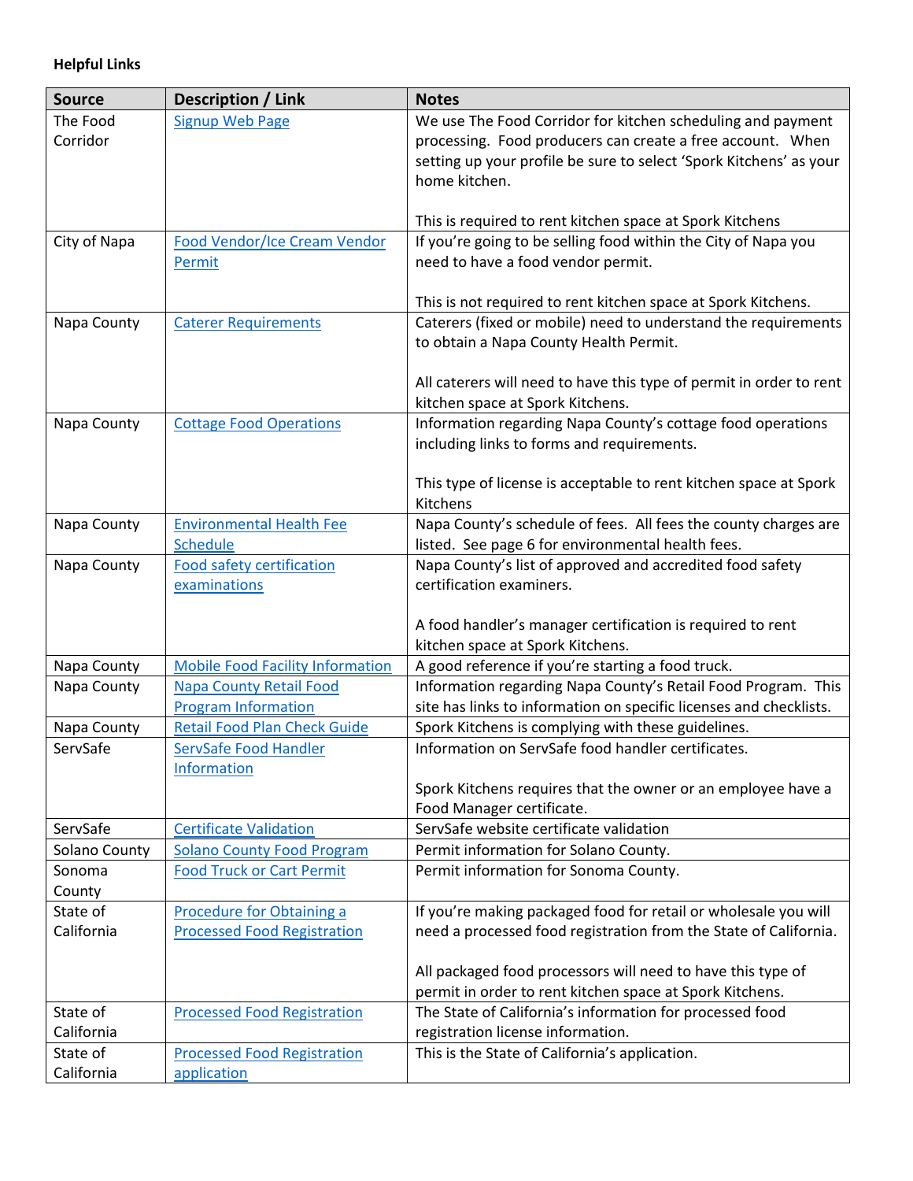**Helpful Links**

| Source | Description / Link | Notes |
|---|---|---|
| The Food Corridor | Signup Web Page | We use The Food Corridor for kitchen scheduling and payment processing. Food producers can create a free account. When setting up your profile be sure to select 'Spork Kitchens' as your home kitchen.<br><br>This is required to rent kitchen space at Spork Kitchens |
| City of Napa | Food Vendor/Ice Cream Vendor Permit | If you're going to be selling food within the City of Napa you need to have a food vendor permit.<br><br>This is not required to rent kitchen space at Spork Kitchens. |
| Napa County | Caterer Requirements | Caterers (fixed or mobile) need to understand the requirements to obtain a Napa County Health Permit.<br><br>All caterers will need to have this type of permit in order to rent kitchen space at Spork Kitchens. |
| Napa County | Cottage Food Operations | Information regarding Napa County's cottage food operations including links to forms and requirements.<br><br>This type of license is acceptable to rent kitchen space at Spork Kitchens |
| Napa County | Environmental Health Fee Schedule | Napa County's schedule of fees. All fees the county charges are listed. See page 6 for environmental health fees. |
| Napa County | Food safety certification examinations | Napa County's list of approved and accredited food safety certification examiners.<br><br>A food handler's manager certification is required to rent kitchen space at Spork Kitchens. |
| Napa County | Mobile Food Facility Information | A good reference if you're starting a food truck. |
| Napa County | Napa County Retail Food Program Information | Information regarding Napa County's Retail Food Program. This site has links to information on specific licenses and checklists. |
| Napa County | Retail Food Plan Check Guide | Spork Kitchens is complying with these guidelines. |
| ServSafe | ServSafe Food Handler Information | Information on ServSafe food handler certificates.<br><br>Spork Kitchens requires that the owner or an employee have a Food Manager certificate. |
| ServSafe | Certificate Validation | ServSafe website certificate validation |
| Solano County | Solano County Food Program | Permit information for Solano County. |
| Sonoma County | Food Truck or Cart Permit | Permit information for Sonoma County. |
| State of California | Procedure for Obtaining a Processed Food Registration | If you're making packaged food for retail or wholesale you will need a processed food registration from the State of California.<br><br>All packaged food processors will need to have this type of permit in order to rent kitchen space at Spork Kitchens. |
| State of California | Processed Food Registration | The State of California's information for processed food registration license information. |
| State of California | Processed Food Registration application | This is the State of California's application. |